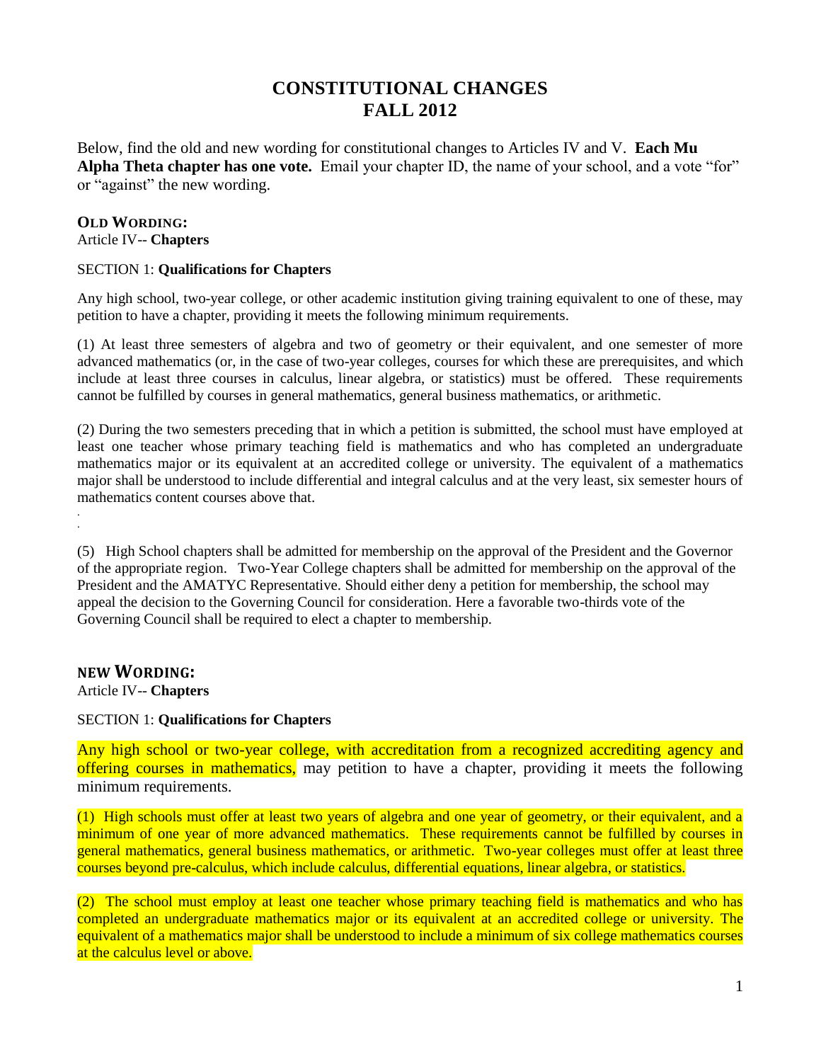# CONSTITUTIONAL CHANGES
# FALL 2012

Below, find the old and new wording for constitutional changes to Articles IV and V. **Each Mu Alpha Theta chapter has one vote.** Email your chapter ID, the name of your school, and a vote "for" or "against" the new wording.

**OLD WORDING:**
Article IV-- **Chapters**

SECTION 1: **Qualifications for Chapters**

Any high school, two-year college, or other academic institution giving training equivalent to one of these, may petition to have a chapter, providing it meets the following minimum requirements.

(1) At least three semesters of algebra and two of geometry or their equivalent, and one semester of more advanced mathematics (or, in the case of two-year colleges, courses for which these are prerequisites, and which include at least three courses in calculus, linear algebra, or statistics) must be offered. These requirements cannot be fulfilled by courses in general mathematics, general business mathematics, or arithmetic.

(2) During the two semesters preceding that in which a petition is submitted, the school must have employed at least one teacher whose primary teaching field is mathematics and who has completed an undergraduate mathematics major or its equivalent at an accredited college or university. The equivalent of a mathematics major shall be understood to include differential and integral calculus and at the very least, six semester hours of mathematics content courses above that.

.
.

(5) High School chapters shall be admitted for membership on the approval of the President and the Governor of the appropriate region. Two-Year College chapters shall be admitted for membership on the approval of the President and the AMATYC Representative. Should either deny a petition for membership, the school may appeal the decision to the Governing Council for consideration. Here a favorable two-thirds vote of the Governing Council shall be required to elect a chapter to membership.

**NEW WORDING:**
Article IV-- **Chapters**

SECTION 1: **Qualifications for Chapters**

Any high school or two-year college, with accreditation from a recognized accrediting agency and offering courses in mathematics, may petition to have a chapter, providing it meets the following minimum requirements.

(1) High schools must offer at least two years of algebra and one year of geometry, or their equivalent, and a minimum of one year of more advanced mathematics. These requirements cannot be fulfilled by courses in general mathematics, general business mathematics, or arithmetic. Two-year colleges must offer at least three courses beyond pre-calculus, which include calculus, differential equations, linear algebra, or statistics.

(2) The school must employ at least one teacher whose primary teaching field is mathematics and who has completed an undergraduate mathematics major or its equivalent at an accredited college or university. The equivalent of a mathematics major shall be understood to include a minimum of six college mathematics courses at the calculus level or above.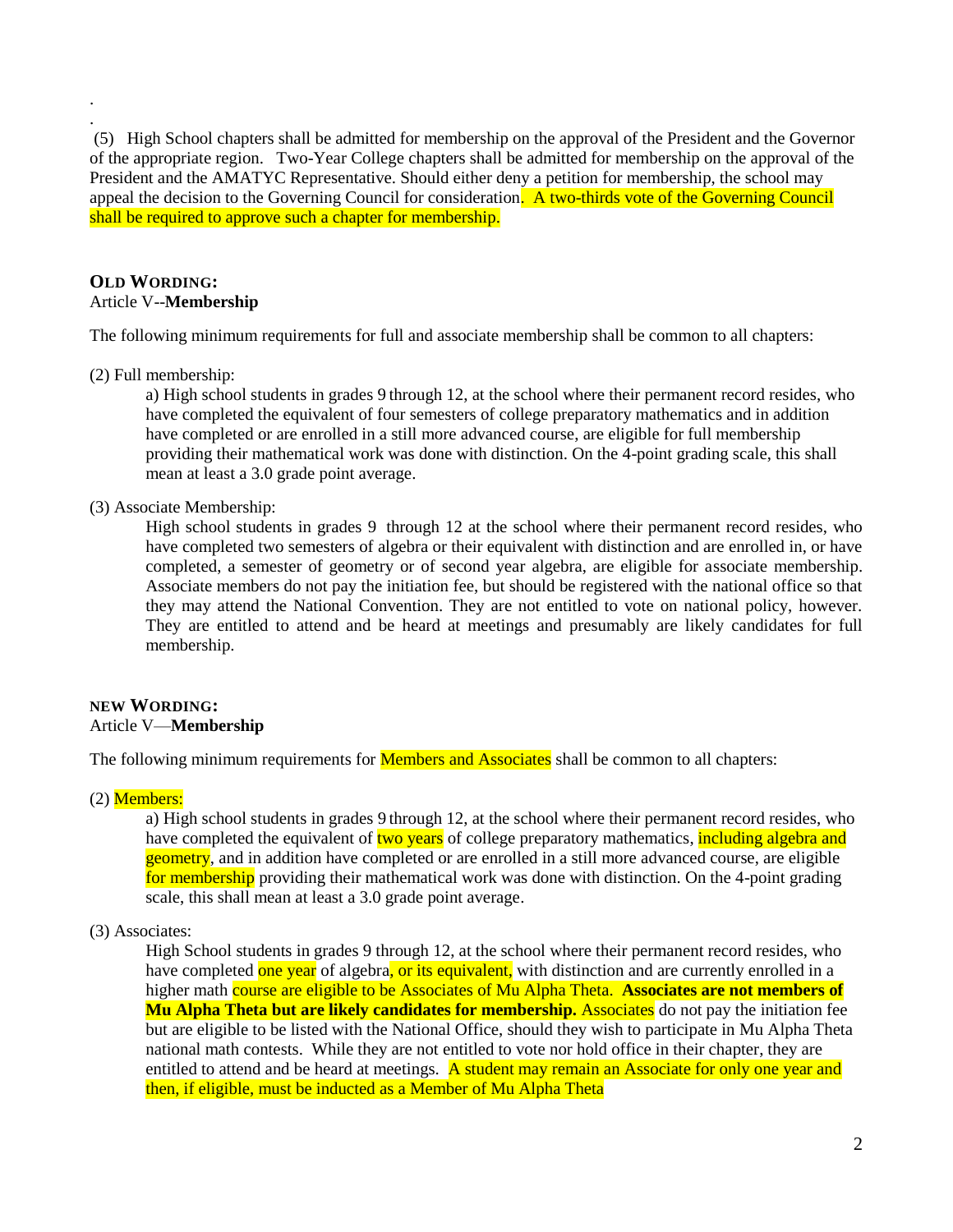.

.

(5) High School chapters shall be admitted for membership on the approval of the President and the Governor of the appropriate region. Two-Year College chapters shall be admitted for membership on the approval of the President and the AMATYC Representative. Should either deny a petition for membership, the school may appeal the decision to the Governing Council for consideration. A two-thirds vote of the Governing Council shall be required to approve such a chapter for membership.

**OLD WORDING:**

Article V--**Membership**

The following minimum requirements for full and associate membership shall be common to all chapters:

(2) Full membership:

> a) High school students in grades 9 through 12, at the school where their permanent record resides, who have completed the equivalent of four semesters of college preparatory mathematics and in addition have completed or are enrolled in a still more advanced course, are eligible for full membership providing their mathematical work was done with distinction. On the 4-point grading scale, this shall mean at least a 3.0 grade point average.

(3) Associate Membership:

> High school students in grades 9 through 12 at the school where their permanent record resides, who have completed two semesters of algebra or their equivalent with distinction and are enrolled in, or have completed, a semester of geometry or of second year algebra, are eligible for associate membership. Associate members do not pay the initiation fee, but should be registered with the national office so that they may attend the National Convention. They are not entitled to vote on national policy, however. They are entitled to attend and be heard at meetings and presumably are likely candidates for full membership.

**NEW WORDING:**

Article V—**Membership**

The following minimum requirements for Members and Associates shall be common to all chapters:

(2) Members:

> a) High school students in grades 9 through 12, at the school where their permanent record resides, who have completed the equivalent of two years of college preparatory mathematics, including algebra and geometry, and in addition have completed or are enrolled in a still more advanced course, are eligible for membership providing their mathematical work was done with distinction. On the 4-point grading scale, this shall mean at least a 3.0 grade point average.

(3) Associates:

> High School students in grades 9 through 12, at the school where their permanent record resides, who have completed one year of algebra, or its equivalent, with distinction and are currently enrolled in a higher math course are eligible to be Associates of Mu Alpha Theta. **Associates are not members of Mu Alpha Theta but are likely candidates for membership.** Associates do not pay the initiation fee but are eligible to be listed with the National Office, should they wish to participate in Mu Alpha Theta national math contests. While they are not entitled to vote nor hold office in their chapter, they are entitled to attend and be heard at meetings. A student may remain an Associate for only one year and then, if eligible, must be inducted as a Member of Mu Alpha Theta